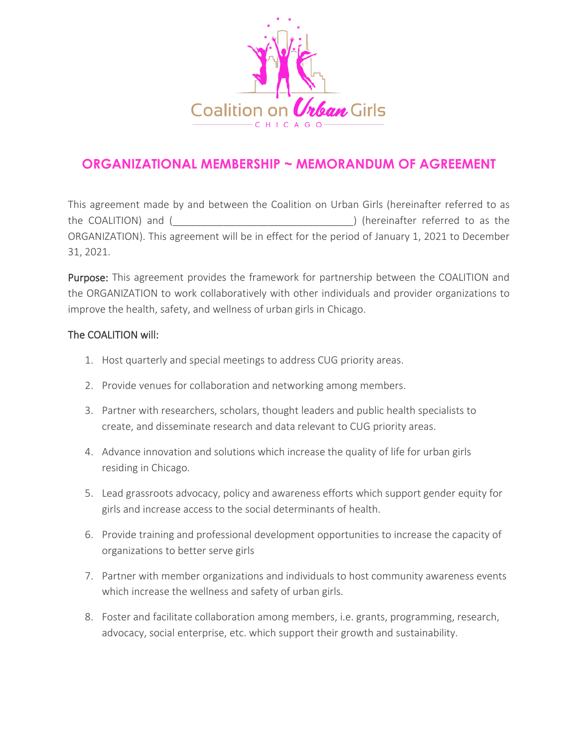Coalition on Urban Girls

CHICAGO

## ORGANIZATIONAL MEMBERSHIP ~ MEMORANDUM OF AGREEMENT

This agreement made by and between the Coalition on Urban Girls (hereinafter referred to as the COALITION) and (______________________________) (hereinafter referred to as the ORGANIZATION). This agreement will be in effect for the period of January 1, 2021 to December 31, 2021.

**Purpose:** This agreement provides the framework for partnership between the COALITION and the ORGANIZATION to work collaboratively with other individuals and provider organizations to improve the health, safety, and wellness of urban girls in Chicago.

### The COALITION will:

1. Host quarterly and special meetings to address CUG priority areas.
2. Provide venues for collaboration and networking among members.
3. Partner with researchers, scholars, thought leaders and public health specialists to create, and disseminate research and data relevant to CUG priority areas.
4. Advance innovation and solutions which increase the quality of life for urban girls residing in Chicago.
5. Lead grassroots advocacy, policy and awareness efforts which support gender equity for girls and increase access to the social determinants of health.
6. Provide training and professional development opportunities to increase the capacity of organizations to better serve girls
7. Partner with member organizations and individuals to host community awareness events which increase the wellness and safety of urban girls.
8. Foster and facilitate collaboration among members, i.e. grants, programming, research, advocacy, social enterprise, etc. which support their growth and sustainability.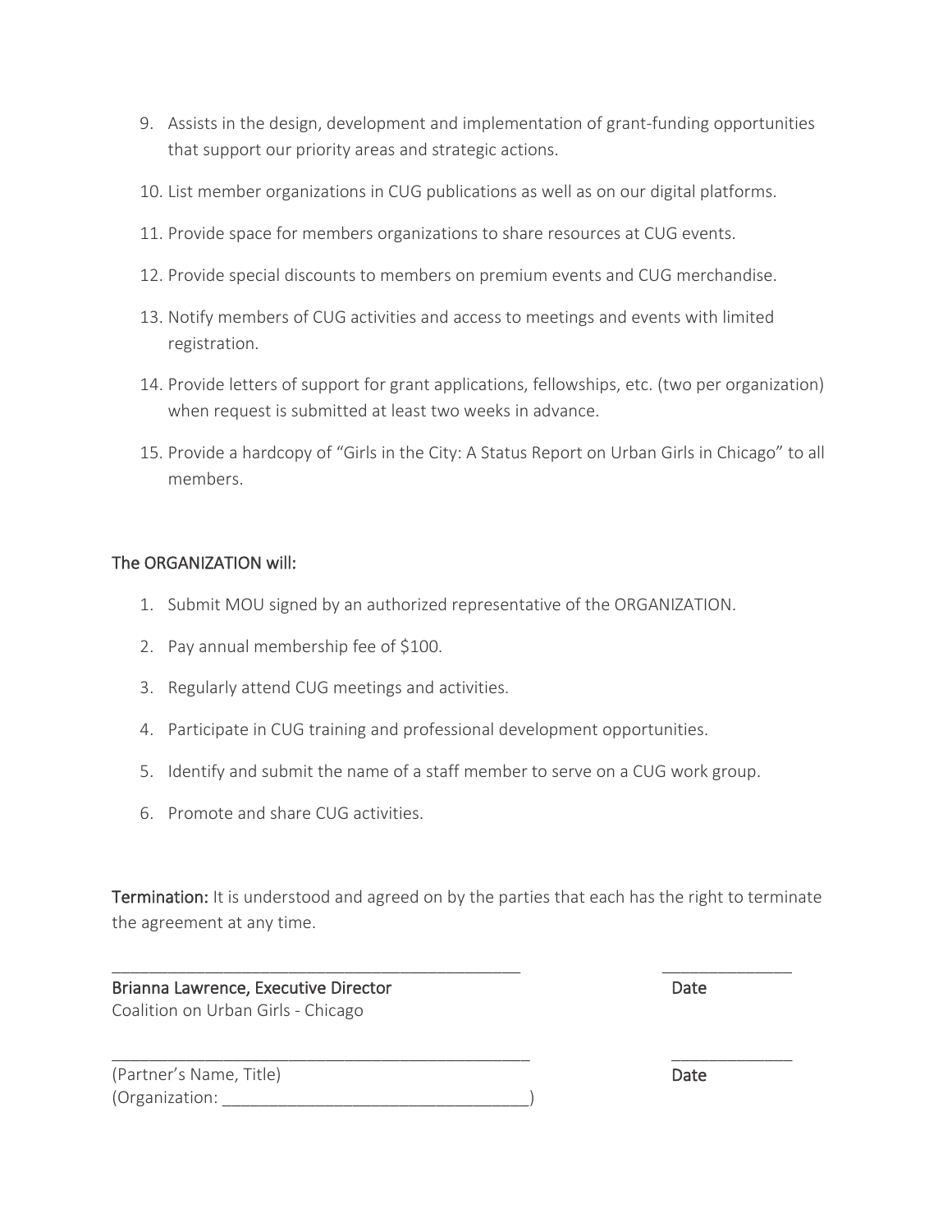9. Assists in the design, development and implementation of grant-funding opportunities that support our priority areas and strategic actions.
10. List member organizations in CUG publications as well as on our digital platforms.
11. Provide space for members organizations to share resources at CUG events.
12. Provide special discounts to members on premium events and CUG merchandise.
13. Notify members of CUG activities and access to meetings and events with limited registration.
14. Provide letters of support for grant applications, fellowships, etc. (two per organization) when request is submitted at least two weeks in advance.
15. Provide a hardcopy of “Girls in the City: A Status Report on Urban Girls in Chicago” to all members.

The ORGANIZATION will:

1. Submit MOU signed by an authorized representative of the ORGANIZATION.
2. Pay annual membership fee of $100.
3. Regularly attend CUG meetings and activities.
4. Participate in CUG training and professional development opportunities.
5. Identify and submit the name of a staff member to serve on a CUG work group.
6. Promote and share CUG activities.

**Termination:** It is understood and agreed on by the parties that each has the right to terminate the agreement at any time.

_______________________________________________ ______________

Brianna Lawrence, Executive Director — Date

Coalition on Urban Girls - Chicago

_______________________________________________ ______________

(Partner’s Name, Title) — Date

(Organization: _________________________________)